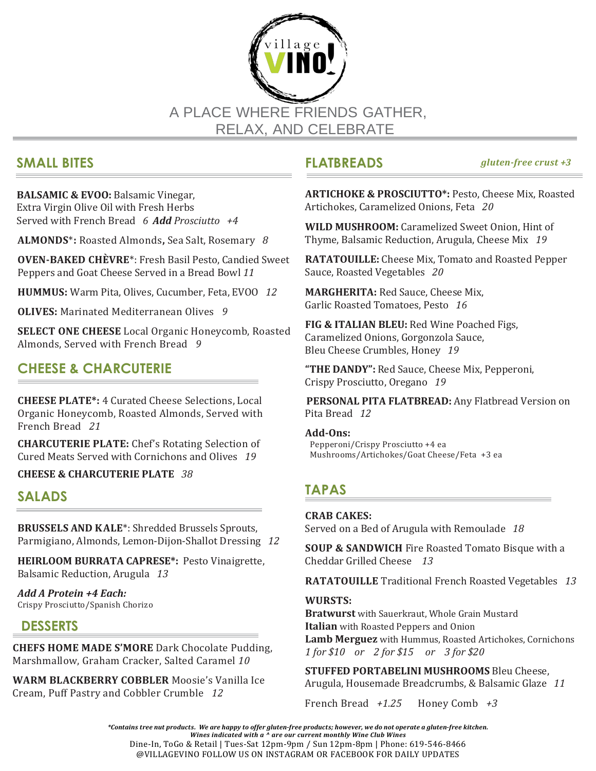# village VINO!

A PLACE WHERE FRIENDS GATHER, RELAX, AND CELEBRATE

## SMALL BITES

**BALSAMIC & EVOO:** Balsamic Vinegar, Extra Virgin Olive Oil with Fresh Herbs Served with French Bread *6* ***Add*** *Prosciutto +4*

**ALMONDS***: Roasted Almonds**,** Sea Salt, Rosemary *8*

**OVEN-BAKED CHÈVRE***: Fresh Basil Pesto, Candied Sweet Peppers and Goat Cheese Served in a Bread Bowl *11*

**HUMMUS:** Warm Pita, Olives, Cucumber, Feta, EVOO *12*

**OLIVES:** Marinated Mediterranean Olives *9*

**SELECT ONE CHEESE** Local Organic Honeycomb, Roasted Almonds, Served with French Bread *9*

## CHEESE & CHARCUTERIE

**CHEESE PLATE*:** 4 Curated Cheese Selections, Local Organic Honeycomb, Roasted Almonds, Served with French Bread *21*

**CHARCUTERIE PLATE:** Chef's Rotating Selection of Cured Meats Served with Cornichons and Olives *19*

**CHEESE & CHARCUTERIE PLATE** *38*

## SALADS

**BRUSSELS AND KALE***: Shredded Brussels Sprouts, Parmigiano, Almonds, Lemon-Dijon-Shallot Dressing *12*

**HEIRLOOM BURRATA CAPRESE*:** Pesto Vinaigrette, Balsamic Reduction, Arugula *13*

***Add A Protein +4 Each:***
Crispy Prosciutto/Spanish Chorizo

## DESSERTS

**CHEFS HOME MADE S'MORE** Dark Chocolate Pudding, Marshmallow, Graham Cracker, Salted Caramel *10*

**WARM BLACKBERRY COBBLER** Moosie's Vanilla Ice Cream, Puff Pastry and Cobbler Crumble *12*

## FLATBREADS

*gluten-free crust +3*

**ARTICHOKE & PROSCIUTTO*:** Pesto, Cheese Mix, Roasted Artichokes, Caramelized Onions, Feta *20*

**WILD MUSHROOM:** Caramelized Sweet Onion, Hint of Thyme, Balsamic Reduction, Arugula, Cheese Mix *19*

**RATATOUILLE:** Cheese Mix, Tomato and Roasted Pepper Sauce, Roasted Vegetables *20*

**MARGHERITA:** Red Sauce, Cheese Mix, Garlic Roasted Tomatoes, Pesto *16*

**FIG & ITALIAN BLEU:** Red Wine Poached Figs, Caramelized Onions, Gorgonzola Sauce, Bleu Cheese Crumbles, Honey *19*

**"THE DANDY":** Red Sauce, Cheese Mix, Pepperoni, Crispy Prosciutto, Oregano *19*

**PERSONAL PITA FLATBREAD:** Any Flatbread Version on Pita Bread *12*

**Add-Ons:**
Pepperoni/Crispy Prosciutto +4 ea
Mushrooms/Artichokes/Goat Cheese/Feta +3 ea

## TAPAS

**CRAB CAKES:**
Served on a Bed of Arugula with Remoulade *18*

**SOUP & SANDWICH** Fire Roasted Tomato Bisque with a Cheddar Grilled Cheese *13*

**RATATOUILLE** Traditional French Roasted Vegetables *13*

**WURSTS:**
**Bratwurst** with Sauerkraut, Whole Grain Mustard
**Italian** with Roasted Peppers and Onion
**Lamb Merguez** with Hummus, Roasted Artichokes, Cornichons
*1 for $10 or 2 for $15 or 3 for $20*

**STUFFED PORTABELINI MUSHROOMS** Bleu Cheese, Arugula, Housemade Breadcrumbs, & Balsamic Glaze *11*

French Bread *+1.25* Honey Comb *+3*

***Contains tree nut products. We are happy to offer gluten-free products; however, we do not operate a gluten-free kitchen.***
***Wines indicated with a ^ are our current monthly Wine Club Wines***

Dine-In, ToGo & Retail | Tues-Sat 12pm-9pm / Sun 12pm-8pm | Phone: 619-546-8466
@VILLAGEVINO FOLLOW US ON INSTAGRAM OR FACEBOOK FOR DAILY UPDATES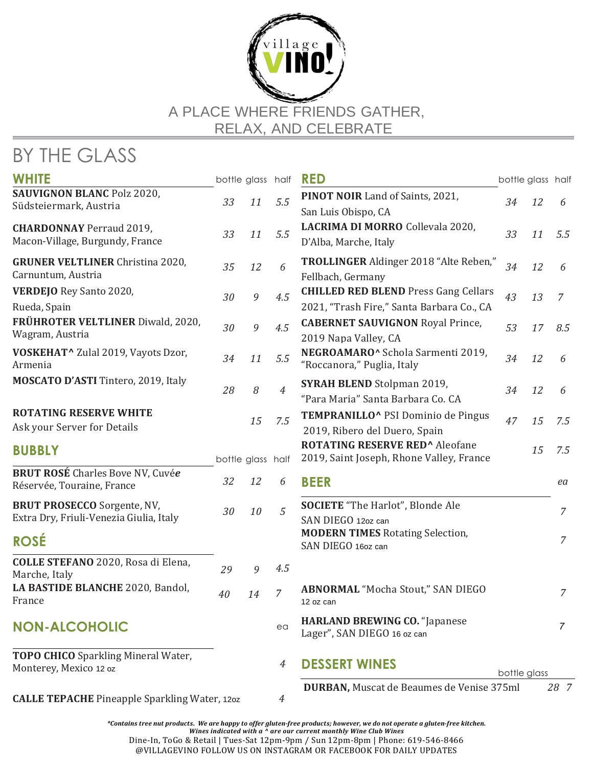village VINO!

A PLACE WHERE FRIENDS GATHER, RELAX, AND CELEBRATE

# BY THE GLASS

## WHITE

| | bottle | glass | half |
|---|---|---|---|
| **SAUVIGNON BLANC** Polz 2020, Südsteiermark, Austria | 33 | 11 | 5.5 |
| **CHARDONNAY** Perraud 2019, Macon-Village, Burgundy, France | 33 | 11 | 5.5 |
| **GRUNER VELTLINER** Christina 2020, Carnuntum, Austria | 35 | 12 | 6 |
| **VERDEJO** Rey Santo 2020, Rueda, Spain | 30 | 9 | 4.5 |
| **FRÜHROTER VELTLINER** Diwald, 2020, Wagram, Austria | 30 | 9 | 4.5 |
| **VOSKEHAT^** Zulal 2019, Vayots Dzor, Armenia | 34 | 11 | 5.5 |
| **MOSCATO D'ASTI** Tintero, 2019, Italy | 28 | 8 | 4 |
| **ROTATING RESERVE WHITE** Ask your Server for Details | | 15 | 7.5 |

## BUBBLY

| | bottle | glass | half |
|---|---|---|---|
| **BRUT ROSÉ** Charles Bove NV, Cuvé*e* Réservée, Touraine, France | 32 | 12 | 6 |
| **BRUT PROSECCO** Sorgente, NV, Extra Dry, Friuli-Venezia Giulia, Italy | 30 | 10 | 5 |

## ROSÉ

| | bottle | glass | half |
|---|---|---|---|
| **COLLE STEFANO** 2020, Rosa di Elena, Marche, Italy | 29 | 9 | 4.5 |
| **LA BASTIDE BLANCHE** 2020, Bandol, France | 40 | 14 | 7 |

## NON-ALCOHOLIC

| | ea |
|---|---|
| **TOPO CHICO** Sparkling Mineral Water, Monterey, Mexico 12 oz | 4 |
| **CALLE TEPACHE** Pineapple Sparkling Water, 12oz | 4 |

## RED

| | bottle | glass | half |
|---|---|---|---|
| **PINOT NOIR** Land of Saints, 2021, San Luis Obispo, CA | 34 | 12 | 6 |
| **LACRIMA DI MORRO** Collevala 2020, D'Alba, Marche, Italy | 33 | 11 | 5.5 |
| **TROLLINGER** Aldinger 2018 "Alte Reben," Fellbach, Germany | 34 | 12 | 6 |
| **CHILLED RED BLEND** Press Gang Cellars 2021, "Trash Fire," Santa Barbara Co., CA | 43 | 13 | 7 |
| **CABERNET SAUVIGNON** Royal Prince, 2019 Napa Valley, CA | 53 | 17 | 8.5 |
| **NEGROAMARO^** Schola Sarmenti 2019, "Roccanora," Puglia, Italy | 34 | 12 | 6 |
| **SYRAH BLEND** Stolpman 2019, "Para Maria" Santa Barbara Co. CA | 34 | 12 | 6 |
| **TEMPRANILLO^** PSI Dominio de Pingus 2019, Ribero del Duero, Spain | 47 | 15 | 7.5 |
| **ROTATING RESERVE RED^** Aleofane 2019, Saint Joseph, Rhone Valley, France | | 15 | 7.5 |

## BEER

| | ea |
|---|---|
| **SOCIETE** "The Harlot", Blonde Ale SAN DIEGO 12oz can | 7 |
| **MODERN TIMES** Rotating Selection, SAN DIEGO 16oz can | 7 |
| **ABNORMAL** "Mocha Stout," SAN DIEGO 12 oz can | 7 |
| **HARLAND BREWING CO.** "Japanese Lager", SAN DIEGO 16 oz can | 7 |

## DESSERT WINES

| | bottle | glass |
|---|---|---|
| **DURBAN,** Muscat de Beaumes de Venise 375ml | 28 | 7 |

***Contains tree nut products. We are happy to offer gluten-free products; however, we do not operate a gluten-free kitchen.***
***Wines indicated with a ^ are our current monthly Wine Club Wines***

Dine-In, ToGo & Retail | Tues-Sat 12pm-9pm / Sun 12pm-8pm | Phone: 619-546-8466
@VILLAGEVINO FOLLOW US ON INSTAGRAM OR FACEBOOK FOR DAILY UPDATES